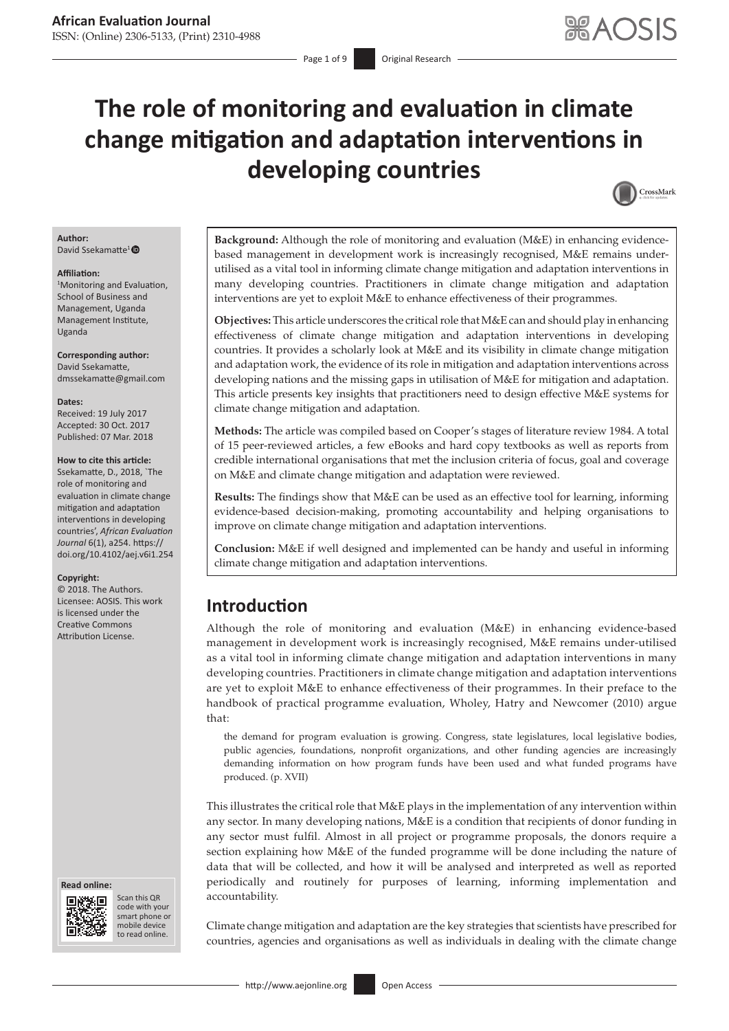# The role of monitoring and evaluation in climate change mitigation and adaptation interventions in developing countries

**Author:**
David Ssekamatte[1]

**Affiliation:**
[1]Monitoring and Evaluation, School of Business and Management, Uganda Management Institute, Uganda

**Corresponding author:**
David Ssekamatte,
dmssekamatte@gmail.com

**Dates:**
Received: 19 July 2017
Accepted: 30 Oct. 2017
Published: 07 Mar. 2018

**How to cite this article:**
Ssekamatte, D., 2018, 'The role of monitoring and evaluation in climate change mitigation and adaptation interventions in developing countries', *African Evaluation Journal* 6(1), a254. https://doi.org/10.4102/aej.v6i1.254

**Copyright:**
© 2018. The Authors. Licensee: AOSIS. This work is licensed under the Creative Commons Attribution License.

**Background:** Although the role of monitoring and evaluation (M&E) in enhancing evidence-based management in development work is increasingly recognised, M&E remains under-utilised as a vital tool in informing climate change mitigation and adaptation interventions in many developing countries. Practitioners in climate change mitigation and adaptation interventions are yet to exploit M&E to enhance effectiveness of their programmes.

**Objectives:** This article underscores the critical role that M&E can and should play in enhancing effectiveness of climate change mitigation and adaptation interventions in developing countries. It provides a scholarly look at M&E and its visibility in climate change mitigation and adaptation work, the evidence of its role in mitigation and adaptation interventions across developing nations and the missing gaps in utilisation of M&E for mitigation and adaptation. This article presents key insights that practitioners need to design effective M&E systems for climate change mitigation and adaptation.

**Methods:** The article was compiled based on Cooper's stages of literature review 1984. A total of 15 peer-reviewed articles, a few eBooks and hard copy textbooks as well as reports from credible international organisations that met the inclusion criteria of focus, goal and coverage on M&E and climate change mitigation and adaptation were reviewed.

**Results:** The findings show that M&E can be used as an effective tool for learning, informing evidence-based decision-making, promoting accountability and helping organisations to improve on climate change mitigation and adaptation interventions.

**Conclusion:** M&E if well designed and implemented can be handy and useful in informing climate change mitigation and adaptation interventions.

## Introduction

Although the role of monitoring and evaluation (M&E) in enhancing evidence-based management in development work is increasingly recognised, M&E remains under-utilised as a vital tool in informing climate change mitigation and adaptation interventions in many developing countries. Practitioners in climate change mitigation and adaptation interventions are yet to exploit M&E to enhance effectiveness of their programmes. In their preface to the handbook of practical programme evaluation, Wholey, Hatry and Newcomer (2010) argue that:

> the demand for program evaluation is growing. Congress, state legislatures, local legislative bodies, public agencies, foundations, nonprofit organizations, and other funding agencies are increasingly demanding information on how program funds have been used and what funded programs have produced. (p. XVII)

This illustrates the critical role that M&E plays in the implementation of any intervention within any sector. In many developing nations, M&E is a condition that recipients of donor funding in any sector must fulfil. Almost in all project or programme proposals, the donors require a section explaining how M&E of the funded programme will be done including the nature of data that will be collected, and how it will be analysed and interpreted as well as reported periodically and routinely for purposes of learning, informing implementation and accountability.

Climate change mitigation and adaptation are the key strategies that scientists have prescribed for countries, agencies and organisations as well as individuals in dealing with the climate change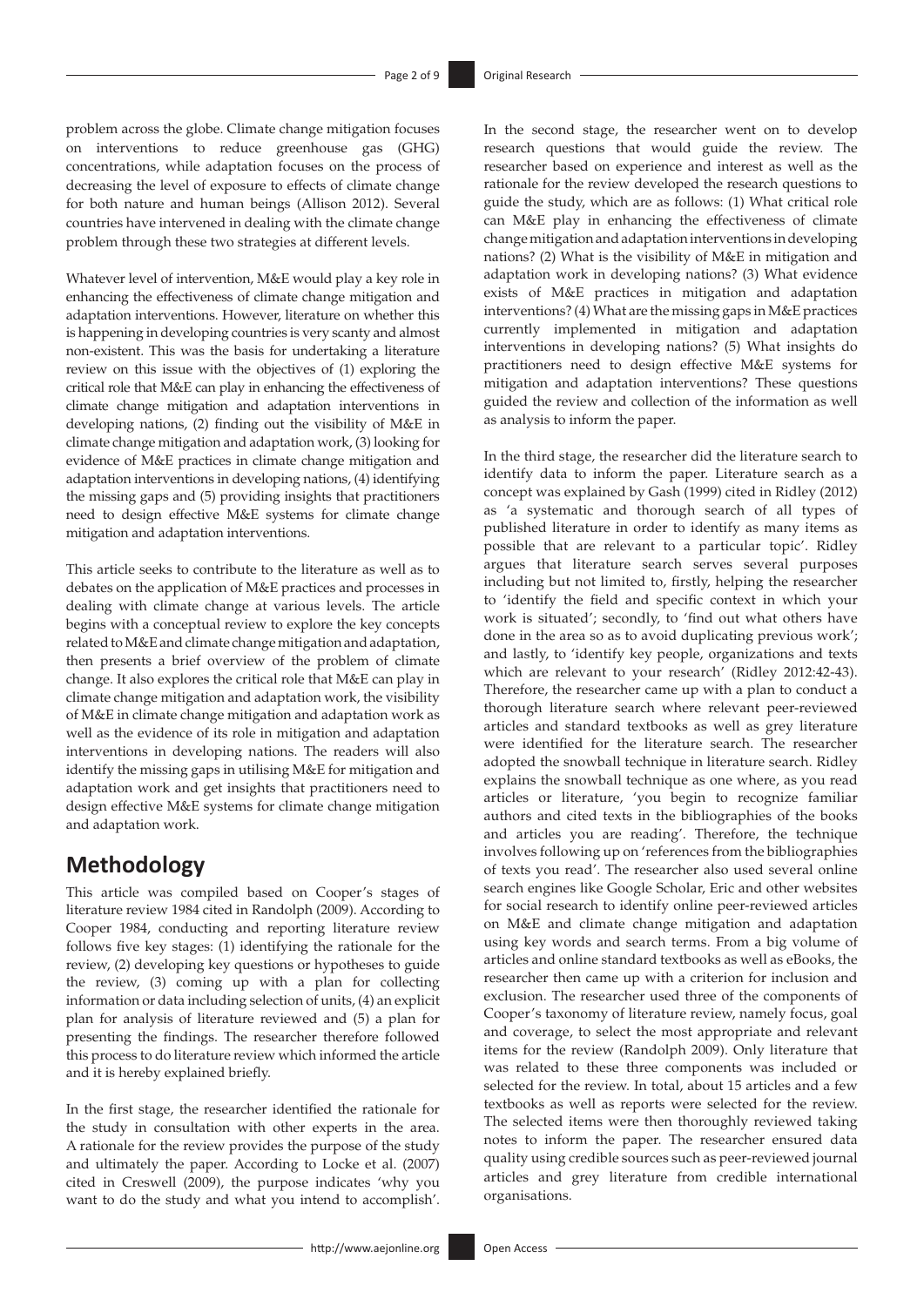problem across the globe. Climate change mitigation focuses on interventions to reduce greenhouse gas (GHG) concentrations, while adaptation focuses on the process of decreasing the level of exposure to effects of climate change for both nature and human beings (Allison 2012). Several countries have intervened in dealing with the climate change problem through these two strategies at different levels.

Whatever level of intervention, M&E would play a key role in enhancing the effectiveness of climate change mitigation and adaptation interventions. However, literature on whether this is happening in developing countries is very scanty and almost non-existent. This was the basis for undertaking a literature review on this issue with the objectives of (1) exploring the critical role that M&E can play in enhancing the effectiveness of climate change mitigation and adaptation interventions in developing nations, (2) finding out the visibility of M&E in climate change mitigation and adaptation work, (3) looking for evidence of M&E practices in climate change mitigation and adaptation interventions in developing nations, (4) identifying the missing gaps and (5) providing insights that practitioners need to design effective M&E systems for climate change mitigation and adaptation interventions.

This article seeks to contribute to the literature as well as to debates on the application of M&E practices and processes in dealing with climate change at various levels. The article begins with a conceptual review to explore the key concepts related to M&E and climate change mitigation and adaptation, then presents a brief overview of the problem of climate change. It also explores the critical role that M&E can play in climate change mitigation and adaptation work, the visibility of M&E in climate change mitigation and adaptation work as well as the evidence of its role in mitigation and adaptation interventions in developing nations. The readers will also identify the missing gaps in utilising M&E for mitigation and adaptation work and get insights that practitioners need to design effective M&E systems for climate change mitigation and adaptation work.

## Methodology

This article was compiled based on Cooper's stages of literature review 1984 cited in Randolph (2009). According to Cooper 1984, conducting and reporting literature review follows five key stages: (1) identifying the rationale for the review, (2) developing key questions or hypotheses to guide the review, (3) coming up with a plan for collecting information or data including selection of units, (4) an explicit plan for analysis of literature reviewed and (5) a plan for presenting the findings. The researcher therefore followed this process to do literature review which informed the article and it is hereby explained briefly.

In the first stage, the researcher identified the rationale for the study in consultation with other experts in the area. A rationale for the review provides the purpose of the study and ultimately the paper. According to Locke et al. (2007) cited in Creswell (2009), the purpose indicates 'why you want to do the study and what you intend to accomplish'.

In the second stage, the researcher went on to develop research questions that would guide the review. The researcher based on experience and interest as well as the rationale for the review developed the research questions to guide the study, which are as follows: (1) What critical role can M&E play in enhancing the effectiveness of climate change mitigation and adaptation interventions in developing nations? (2) What is the visibility of M&E in mitigation and adaptation work in developing nations? (3) What evidence exists of M&E practices in mitigation and adaptation interventions? (4) What are the missing gaps in M&E practices currently implemented in mitigation and adaptation interventions in developing nations? (5) What insights do practitioners need to design effective M&E systems for mitigation and adaptation interventions? These questions guided the review and collection of the information as well as analysis to inform the paper.

In the third stage, the researcher did the literature search to identify data to inform the paper. Literature search as a concept was explained by Gash (1999) cited in Ridley (2012) as 'a systematic and thorough search of all types of published literature in order to identify as many items as possible that are relevant to a particular topic'. Ridley argues that literature search serves several purposes including but not limited to, firstly, helping the researcher to 'identify the field and specific context in which your work is situated'; secondly, to 'find out what others have done in the area so as to avoid duplicating previous work'; and lastly, to 'identify key people, organizations and texts which are relevant to your research' (Ridley 2012:42-43). Therefore, the researcher came up with a plan to conduct a thorough literature search where relevant peer-reviewed articles and standard textbooks as well as grey literature were identified for the literature search. The researcher adopted the snowball technique in literature search. Ridley explains the snowball technique as one where, as you read articles or literature, 'you begin to recognize familiar authors and cited texts in the bibliographies of the books and articles you are reading'. Therefore, the technique involves following up on 'references from the bibliographies of texts you read'. The researcher also used several online search engines like Google Scholar, Eric and other websites for social research to identify online peer-reviewed articles on M&E and climate change mitigation and adaptation using key words and search terms. From a big volume of articles and online standard textbooks as well as eBooks, the researcher then came up with a criterion for inclusion and exclusion. The researcher used three of the components of Cooper's taxonomy of literature review, namely focus, goal and coverage, to select the most appropriate and relevant items for the review (Randolph 2009). Only literature that was related to these three components was included or selected for the review. In total, about 15 articles and a few textbooks as well as reports were selected for the review. The selected items were then thoroughly reviewed taking notes to inform the paper. The researcher ensured data quality using credible sources such as peer-reviewed journal articles and grey literature from credible international organisations.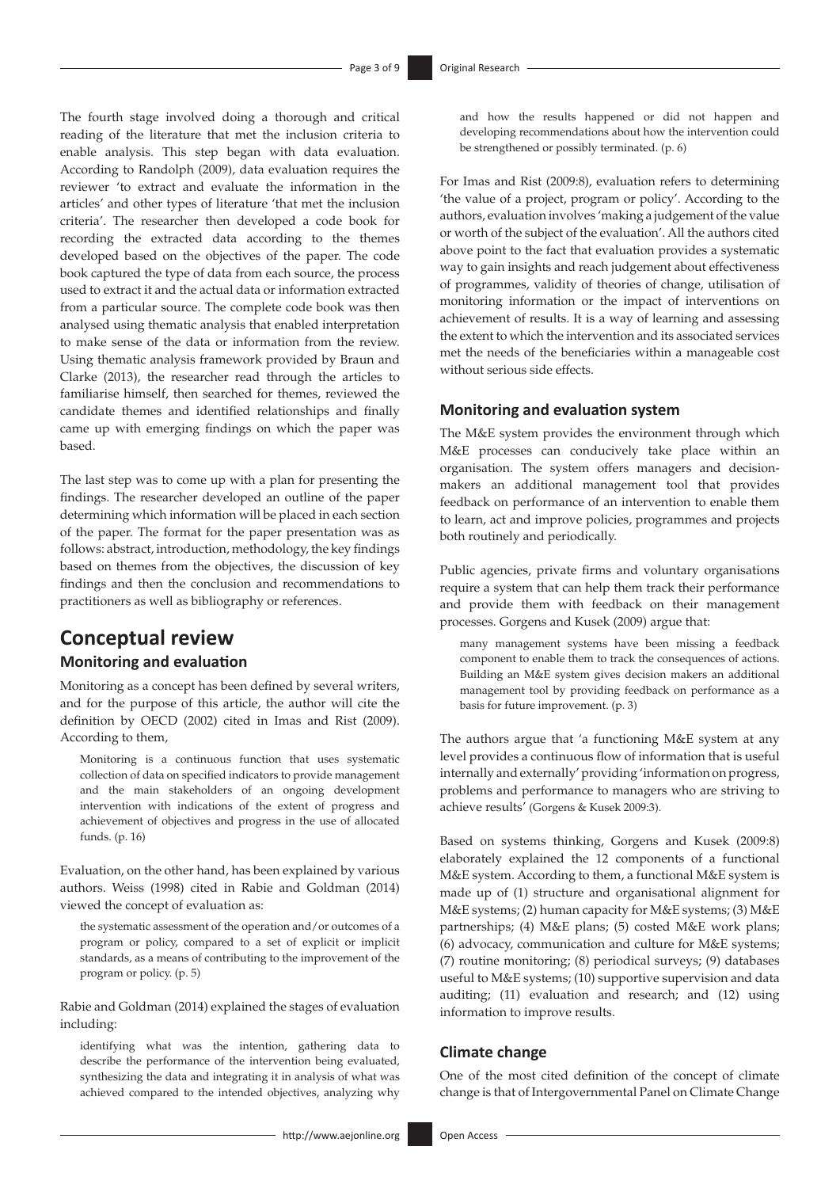The fourth stage involved doing a thorough and critical reading of the literature that met the inclusion criteria to enable analysis. This step began with data evaluation. According to Randolph (2009), data evaluation requires the reviewer 'to extract and evaluate the information in the articles' and other types of literature 'that met the inclusion criteria'. The researcher then developed a code book for recording the extracted data according to the themes developed based on the objectives of the paper. The code book captured the type of data from each source, the process used to extract it and the actual data or information extracted from a particular source. The complete code book was then analysed using thematic analysis that enabled interpretation to make sense of the data or information from the review. Using thematic analysis framework provided by Braun and Clarke (2013), the researcher read through the articles to familiarise himself, then searched for themes, reviewed the candidate themes and identified relationships and finally came up with emerging findings on which the paper was based.

The last step was to come up with a plan for presenting the findings. The researcher developed an outline of the paper determining which information will be placed in each section of the paper. The format for the paper presentation was as follows: abstract, introduction, methodology, the key findings based on themes from the objectives, the discussion of key findings and then the conclusion and recommendations to practitioners as well as bibliography or references.

# Conceptual review

## Monitoring and evaluation

Monitoring as a concept has been defined by several writers, and for the purpose of this article, the author will cite the definition by OECD (2002) cited in Imas and Rist (2009). According to them,

> Monitoring is a continuous function that uses systematic collection of data on specified indicators to provide management and the main stakeholders of an ongoing development intervention with indications of the extent of progress and achievement of objectives and progress in the use of allocated funds. (p. 16)

Evaluation, on the other hand, has been explained by various authors. Weiss (1998) cited in Rabie and Goldman (2014) viewed the concept of evaluation as:

> the systematic assessment of the operation and/or outcomes of a program or policy, compared to a set of explicit or implicit standards, as a means of contributing to the improvement of the program or policy. (p. 5)

Rabie and Goldman (2014) explained the stages of evaluation including:

> identifying what was the intention, gathering data to describe the performance of the intervention being evaluated, synthesizing the data and integrating it in analysis of what was achieved compared to the intended objectives, analyzing why and how the results happened or did not happen and developing recommendations about how the intervention could be strengthened or possibly terminated. (p. 6)

For Imas and Rist (2009:8), evaluation refers to determining 'the value of a project, program or policy'. According to the authors, evaluation involves 'making a judgement of the value or worth of the subject of the evaluation'. All the authors cited above point to the fact that evaluation provides a systematic way to gain insights and reach judgement about effectiveness of programmes, validity of theories of change, utilisation of monitoring information or the impact of interventions on achievement of results. It is a way of learning and assessing the extent to which the intervention and its associated services met the needs of the beneficiaries within a manageable cost without serious side effects.

## Monitoring and evaluation system

The M&E system provides the environment through which M&E processes can conducively take place within an organisation. The system offers managers and decision-makers an additional management tool that provides feedback on performance of an intervention to enable them to learn, act and improve policies, programmes and projects both routinely and periodically.

Public agencies, private firms and voluntary organisations require a system that can help them track their performance and provide them with feedback on their management processes. Gorgens and Kusek (2009) argue that:

> many management systems have been missing a feedback component to enable them to track the consequences of actions. Building an M&E system gives decision makers an additional management tool by providing feedback on performance as a basis for future improvement. (p. 3)

The authors argue that 'a functioning M&E system at any level provides a continuous flow of information that is useful internally and externally' providing 'information on progress, problems and performance to managers who are striving to achieve results' (Gorgens & Kusek 2009:3).

Based on systems thinking, Gorgens and Kusek (2009:8) elaborately explained the 12 components of a functional M&E system. According to them, a functional M&E system is made up of (1) structure and organisational alignment for M&E systems; (2) human capacity for M&E systems; (3) M&E partnerships; (4) M&E plans; (5) costed M&E work plans; (6) advocacy, communication and culture for M&E systems; (7) routine monitoring; (8) periodical surveys; (9) databases useful to M&E systems; (10) supportive supervision and data auditing; (11) evaluation and research; and (12) using information to improve results.

## Climate change

One of the most cited definition of the concept of climate change is that of Intergovernmental Panel on Climate Change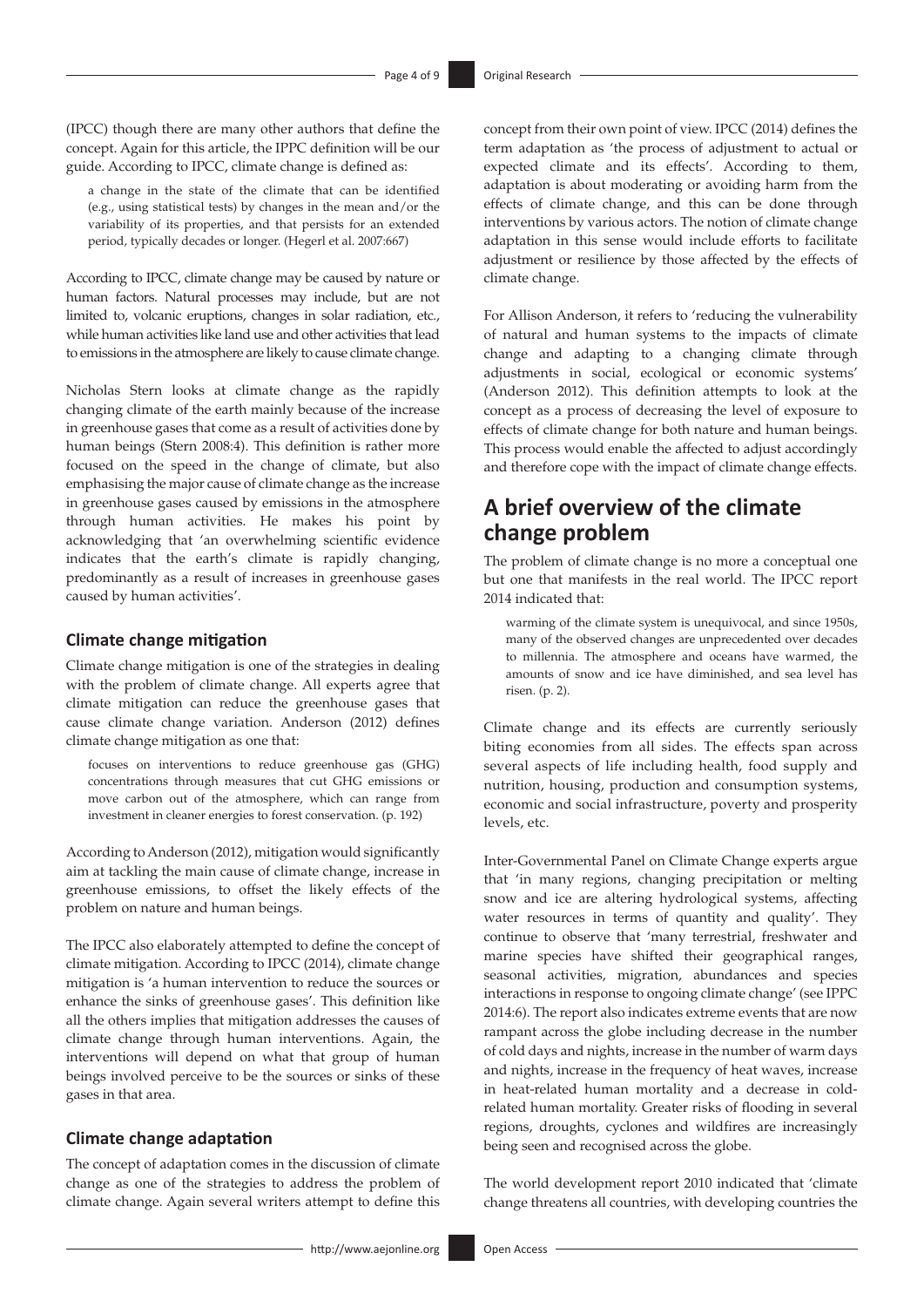(IPCC) though there are many other authors that define the concept. Again for this article, the IPPC definition will be our guide. According to IPCC, climate change is defined as:

> a change in the state of the climate that can be identified (e.g., using statistical tests) by changes in the mean and/or the variability of its properties, and that persists for an extended period, typically decades or longer. (Hegerl et al. 2007:667)

According to IPCC, climate change may be caused by nature or human factors. Natural processes may include, but are not limited to, volcanic eruptions, changes in solar radiation, etc., while human activities like land use and other activities that lead to emissions in the atmosphere are likely to cause climate change.

Nicholas Stern looks at climate change as the rapidly changing climate of the earth mainly because of the increase in greenhouse gases that come as a result of activities done by human beings (Stern 2008:4). This definition is rather more focused on the speed in the change of climate, but also emphasising the major cause of climate change as the increase in greenhouse gases caused by emissions in the atmosphere through human activities. He makes his point by acknowledging that 'an overwhelming scientific evidence indicates that the earth's climate is rapidly changing, predominantly as a result of increases in greenhouse gases caused by human activities'.

### Climate change mitigation

Climate change mitigation is one of the strategies in dealing with the problem of climate change. All experts agree that climate mitigation can reduce the greenhouse gases that cause climate change variation. Anderson (2012) defines climate change mitigation as one that:

> focuses on interventions to reduce greenhouse gas (GHG) concentrations through measures that cut GHG emissions or move carbon out of the atmosphere, which can range from investment in cleaner energies to forest conservation. (p. 192)

According to Anderson (2012), mitigation would significantly aim at tackling the main cause of climate change, increase in greenhouse emissions, to offset the likely effects of the problem on nature and human beings.

The IPCC also elaborately attempted to define the concept of climate mitigation. According to IPCC (2014), climate change mitigation is 'a human intervention to reduce the sources or enhance the sinks of greenhouse gases'. This definition like all the others implies that mitigation addresses the causes of climate change through human interventions. Again, the interventions will depend on what that group of human beings involved perceive to be the sources or sinks of these gases in that area.

### Climate change adaptation

The concept of adaptation comes in the discussion of climate change as one of the strategies to address the problem of climate change. Again several writers attempt to define this concept from their own point of view. IPCC (2014) defines the term adaptation as 'the process of adjustment to actual or expected climate and its effects'. According to them, adaptation is about moderating or avoiding harm from the effects of climate change, and this can be done through interventions by various actors. The notion of climate change adaptation in this sense would include efforts to facilitate adjustment or resilience by those affected by the effects of climate change.

For Allison Anderson, it refers to 'reducing the vulnerability of natural and human systems to the impacts of climate change and adapting to a changing climate through adjustments in social, ecological or economic systems' (Anderson 2012). This definition attempts to look at the concept as a process of decreasing the level of exposure to effects of climate change for both nature and human beings. This process would enable the affected to adjust accordingly and therefore cope with the impact of climate change effects.

## A brief overview of the climate change problem

The problem of climate change is no more a conceptual one but one that manifests in the real world. The IPCC report 2014 indicated that:

> warming of the climate system is unequivocal, and since 1950s, many of the observed changes are unprecedented over decades to millennia. The atmosphere and oceans have warmed, the amounts of snow and ice have diminished, and sea level has risen. (p. 2).

Climate change and its effects are currently seriously biting economies from all sides. The effects span across several aspects of life including health, food supply and nutrition, housing, production and consumption systems, economic and social infrastructure, poverty and prosperity levels, etc.

Inter-Governmental Panel on Climate Change experts argue that 'in many regions, changing precipitation or melting snow and ice are altering hydrological systems, affecting water resources in terms of quantity and quality'. They continue to observe that 'many terrestrial, freshwater and marine species have shifted their geographical ranges, seasonal activities, migration, abundances and species interactions in response to ongoing climate change' (see IPPC 2014:6). The report also indicates extreme events that are now rampant across the globe including decrease in the number of cold days and nights, increase in the number of warm days and nights, increase in the frequency of heat waves, increase in heat-related human mortality and a decrease in cold-related human mortality. Greater risks of flooding in several regions, droughts, cyclones and wildfires are increasingly being seen and recognised across the globe.

The world development report 2010 indicated that 'climate change threatens all countries, with developing countries the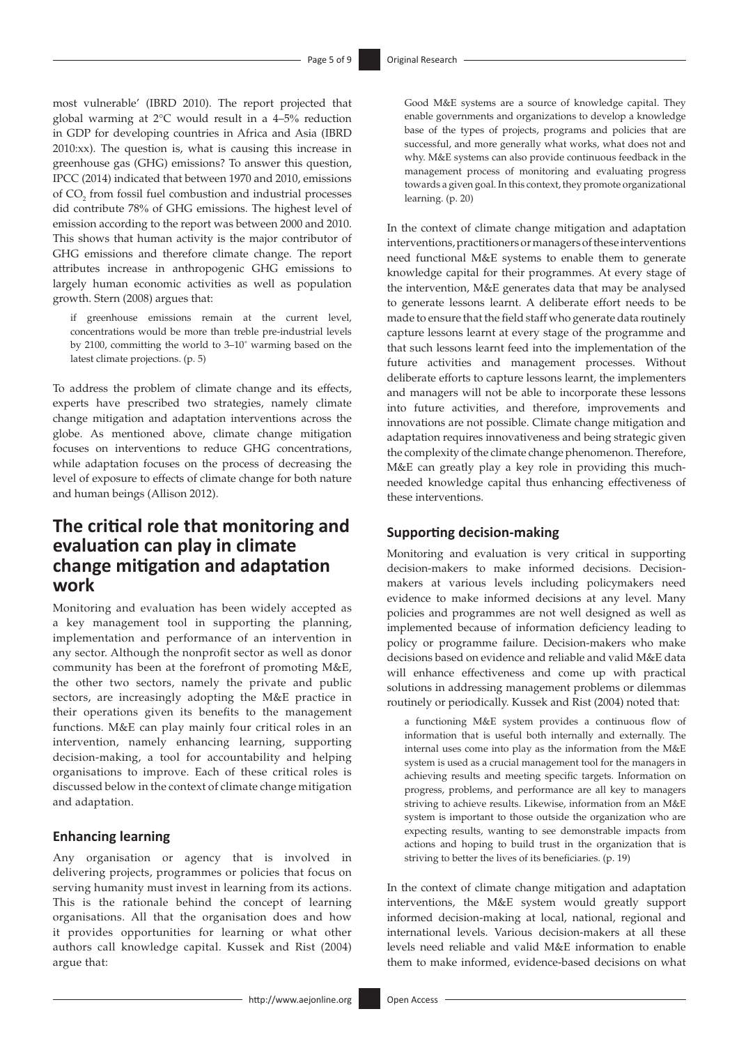most vulnerable' (IBRD 2010). The report projected that global warming at 2°C would result in a 4–5% reduction in GDP for developing countries in Africa and Asia (IBRD 2010:xx). The question is, what is causing this increase in greenhouse gas (GHG) emissions? To answer this question, IPCC (2014) indicated that between 1970 and 2010, emissions of $CO_2$ from fossil fuel combustion and industrial processes did contribute 78% of GHG emissions. The highest level of emission according to the report was between 2000 and 2010. This shows that human activity is the major contributor of GHG emissions and therefore climate change. The report attributes increase in anthropogenic GHG emissions to largely human economic activities as well as population growth. Stern (2008) argues that:

> if greenhouse emissions remain at the current level, concentrations would be more than treble pre-industrial levels by 2100, committing the world to 3–10° warming based on the latest climate projections. (p. 5)

To address the problem of climate change and its effects, experts have prescribed two strategies, namely climate change mitigation and adaptation interventions across the globe. As mentioned above, climate change mitigation focuses on interventions to reduce GHG concentrations, while adaptation focuses on the process of decreasing the level of exposure to effects of climate change for both nature and human beings (Allison 2012).

## The critical role that monitoring and evaluation can play in climate change mitigation and adaptation work

Monitoring and evaluation has been widely accepted as a key management tool in supporting the planning, implementation and performance of an intervention in any sector. Although the nonprofit sector as well as donor community has been at the forefront of promoting M&E, the other two sectors, namely the private and public sectors, are increasingly adopting the M&E practice in their operations given its benefits to the management functions. M&E can play mainly four critical roles in an intervention, namely enhancing learning, supporting decision-making, a tool for accountability and helping organisations to improve. Each of these critical roles is discussed below in the context of climate change mitigation and adaptation.

### Enhancing learning

Any organisation or agency that is involved in delivering projects, programmes or policies that focus on serving humanity must invest in learning from its actions. This is the rationale behind the concept of learning organisations. All that the organisation does and how it provides opportunities for learning or what other authors call knowledge capital. Kussek and Rist (2004) argue that:

> Good M&E systems are a source of knowledge capital. They enable governments and organizations to develop a knowledge base of the types of projects, programs and policies that are successful, and more generally what works, what does not and why. M&E systems can also provide continuous feedback in the management process of monitoring and evaluating progress towards a given goal. In this context, they promote organizational learning. (p. 20)

In the context of climate change mitigation and adaptation interventions, practitioners or managers of these interventions need functional M&E systems to enable them to generate knowledge capital for their programmes. At every stage of the intervention, M&E generates data that may be analysed to generate lessons learnt. A deliberate effort needs to be made to ensure that the field staff who generate data routinely capture lessons learnt at every stage of the programme and that such lessons learnt feed into the implementation of the future activities and management processes. Without deliberate efforts to capture lessons learnt, the implementers and managers will not be able to incorporate these lessons into future activities, and therefore, improvements and innovations are not possible. Climate change mitigation and adaptation requires innovativeness and being strategic given the complexity of the climate change phenomenon. Therefore, M&E can greatly play a key role in providing this much-needed knowledge capital thus enhancing effectiveness of these interventions.

### Supporting decision-making

Monitoring and evaluation is very critical in supporting decision-makers to make informed decisions. Decision-makers at various levels including policymakers need evidence to make informed decisions at any level. Many policies and programmes are not well designed as well as implemented because of information deficiency leading to policy or programme failure. Decision-makers who make decisions based on evidence and reliable and valid M&E data will enhance effectiveness and come up with practical solutions in addressing management problems or dilemmas routinely or periodically. Kussek and Rist (2004) noted that:

> a functioning M&E system provides a continuous flow of information that is useful both internally and externally. The internal uses come into play as the information from the M&E system is used as a crucial management tool for the managers in achieving results and meeting specific targets. Information on progress, problems, and performance are all key to managers striving to achieve results. Likewise, information from an M&E system is important to those outside the organization who are expecting results, wanting to see demonstrable impacts from actions and hoping to build trust in the organization that is striving to better the lives of its beneficiaries. (p. 19)

In the context of climate change mitigation and adaptation interventions, the M&E system would greatly support informed decision-making at local, national, regional and international levels. Various decision-makers at all these levels need reliable and valid M&E information to enable them to make informed, evidence-based decisions on what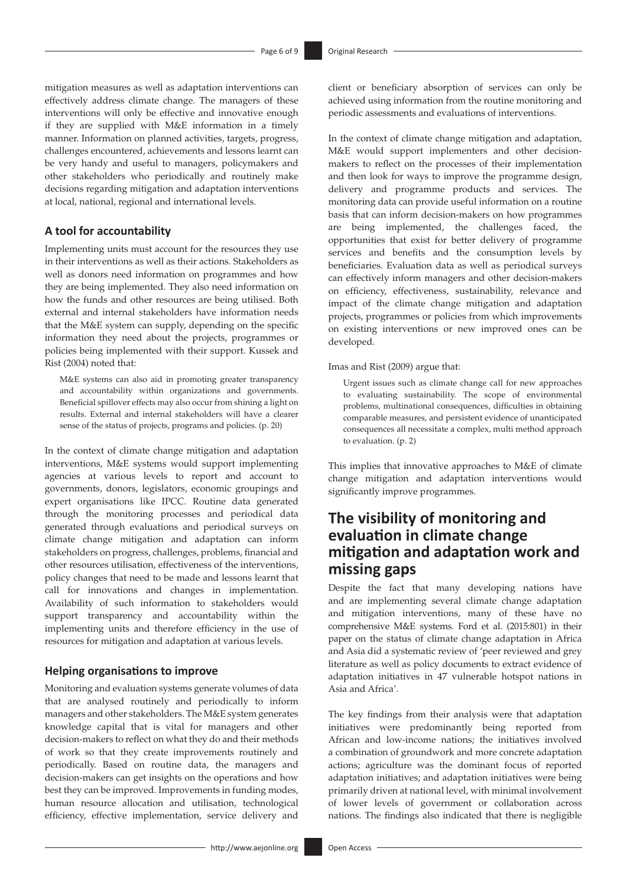mitigation measures as well as adaptation interventions can effectively address climate change. The managers of these interventions will only be effective and innovative enough if they are supplied with M&E information in a timely manner. Information on planned activities, targets, progress, challenges encountered, achievements and lessons learnt can be very handy and useful to managers, policymakers and other stakeholders who periodically and routinely make decisions regarding mitigation and adaptation interventions at local, national, regional and international levels.

### A tool for accountability

Implementing units must account for the resources they use in their interventions as well as their actions. Stakeholders as well as donors need information on programmes and how they are being implemented. They also need information on how the funds and other resources are being utilised. Both external and internal stakeholders have information needs that the M&E system can supply, depending on the specific information they need about the projects, programmes or policies being implemented with their support. Kussek and Rist (2004) noted that:

> M&E systems can also aid in promoting greater transparency and accountability within organizations and governments. Beneficial spillover effects may also occur from shining a light on results. External and internal stakeholders will have a clearer sense of the status of projects, programs and policies. (p. 20)

In the context of climate change mitigation and adaptation interventions, M&E systems would support implementing agencies at various levels to report and account to governments, donors, legislators, economic groupings and expert organisations like IPCC. Routine data generated through the monitoring processes and periodical data generated through evaluations and periodical surveys on climate change mitigation and adaptation can inform stakeholders on progress, challenges, problems, financial and other resources utilisation, effectiveness of the interventions, policy changes that need to be made and lessons learnt that call for innovations and changes in implementation. Availability of such information to stakeholders would support transparency and accountability within the implementing units and therefore efficiency in the use of resources for mitigation and adaptation at various levels.

### Helping organisations to improve

Monitoring and evaluation systems generate volumes of data that are analysed routinely and periodically to inform managers and other stakeholders. The M&E system generates knowledge capital that is vital for managers and other decision-makers to reflect on what they do and their methods of work so that they create improvements routinely and periodically. Based on routine data, the managers and decision-makers can get insights on the operations and how best they can be improved. Improvements in funding modes, human resource allocation and utilisation, technological efficiency, effective implementation, service delivery and client or beneficiary absorption of services can only be achieved using information from the routine monitoring and periodic assessments and evaluations of interventions.

In the context of climate change mitigation and adaptation, M&E would support implementers and other decision-makers to reflect on the processes of their implementation and then look for ways to improve the programme design, delivery and programme products and services. The monitoring data can provide useful information on a routine basis that can inform decision-makers on how programmes are being implemented, the challenges faced, the opportunities that exist for better delivery of programme services and benefits and the consumption levels by beneficiaries. Evaluation data as well as periodical surveys can effectively inform managers and other decision-makers on efficiency, effectiveness, sustainability, relevance and impact of the climate change mitigation and adaptation projects, programmes or policies from which improvements on existing interventions or new improved ones can be developed.

Imas and Rist (2009) argue that:

> Urgent issues such as climate change call for new approaches to evaluating sustainability. The scope of environmental problems, multinational consequences, difficulties in obtaining comparable measures, and persistent evidence of unanticipated consequences all necessitate a complex, multi method approach to evaluation. (p. 2)

This implies that innovative approaches to M&E of climate change mitigation and adaptation interventions would significantly improve programmes.

## The visibility of monitoring and evaluation in climate change mitigation and adaptation work and missing gaps

Despite the fact that many developing nations have and are implementing several climate change adaptation and mitigation interventions, many of these have no comprehensive M&E systems. Ford et al. (2015:801) in their paper on the status of climate change adaptation in Africa and Asia did a systematic review of 'peer reviewed and grey literature as well as policy documents to extract evidence of adaptation initiatives in 47 vulnerable hotspot nations in Asia and Africa'.

The key findings from their analysis were that adaptation initiatives were predominantly being reported from African and low-income nations; the initiatives involved a combination of groundwork and more concrete adaptation actions; agriculture was the dominant focus of reported adaptation initiatives; and adaptation initiatives were being primarily driven at national level, with minimal involvement of lower levels of government or collaboration across nations. The findings also indicated that there is negligible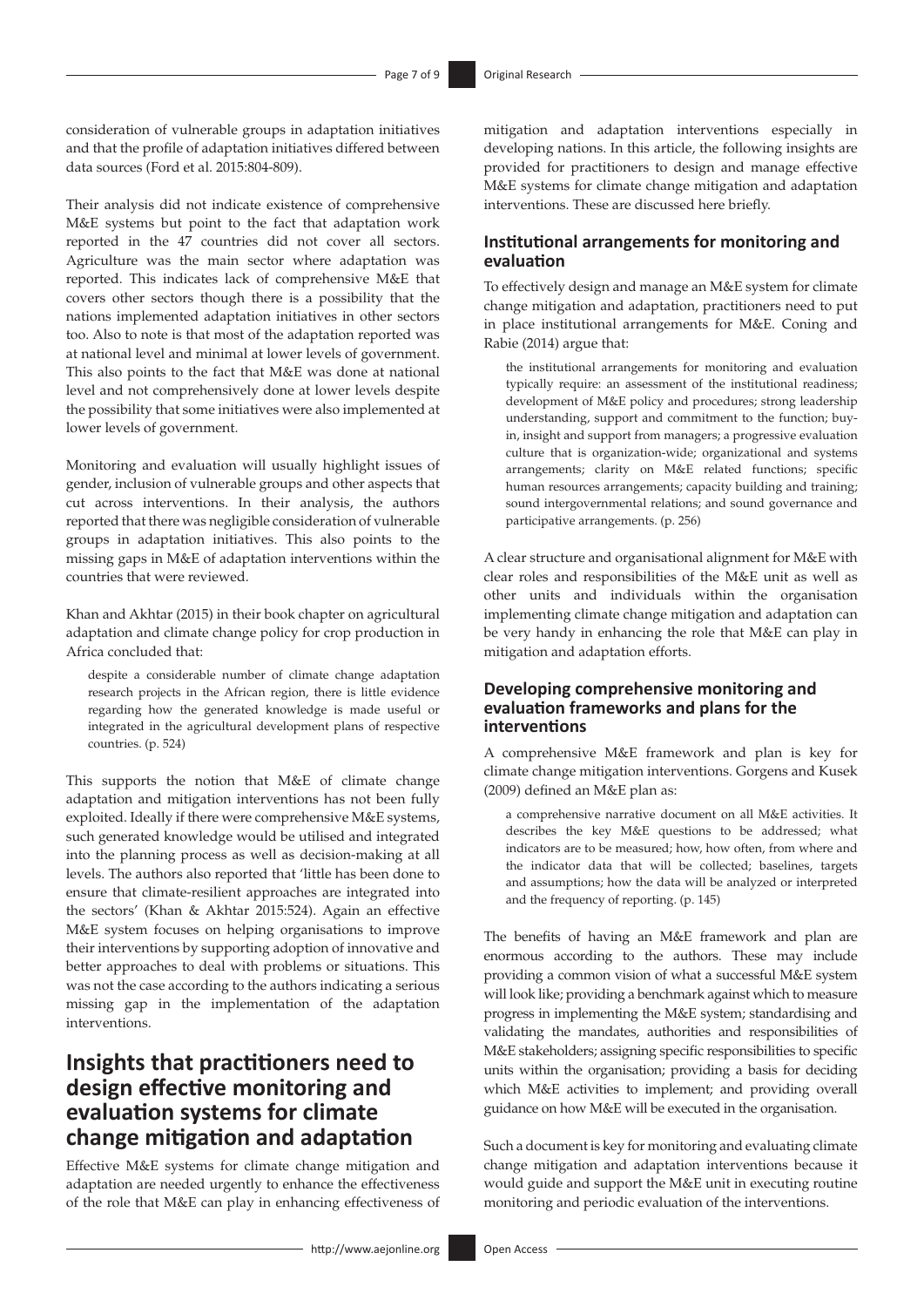consideration of vulnerable groups in adaptation initiatives and that the profile of adaptation initiatives differed between data sources (Ford et al. 2015:804-809).

Their analysis did not indicate existence of comprehensive M&E systems but point to the fact that adaptation work reported in the 47 countries did not cover all sectors. Agriculture was the main sector where adaptation was reported. This indicates lack of comprehensive M&E that covers other sectors though there is a possibility that the nations implemented adaptation initiatives in other sectors too. Also to note is that most of the adaptation reported was at national level and minimal at lower levels of government. This also points to the fact that M&E was done at national level and not comprehensively done at lower levels despite the possibility that some initiatives were also implemented at lower levels of government.

Monitoring and evaluation will usually highlight issues of gender, inclusion of vulnerable groups and other aspects that cut across interventions. In their analysis, the authors reported that there was negligible consideration of vulnerable groups in adaptation initiatives. This also points to the missing gaps in M&E of adaptation interventions within the countries that were reviewed.

Khan and Akhtar (2015) in their book chapter on agricultural adaptation and climate change policy for crop production in Africa concluded that:

> despite a considerable number of climate change adaptation research projects in the African region, there is little evidence regarding how the generated knowledge is made useful or integrated in the agricultural development plans of respective countries. (p. 524)

This supports the notion that M&E of climate change adaptation and mitigation interventions has not been fully exploited. Ideally if there were comprehensive M&E systems, such generated knowledge would be utilised and integrated into the planning process as well as decision-making at all levels. The authors also reported that 'little has been done to ensure that climate-resilient approaches are integrated into the sectors' (Khan & Akhtar 2015:524). Again an effective M&E system focuses on helping organisations to improve their interventions by supporting adoption of innovative and better approaches to deal with problems or situations. This was not the case according to the authors indicating a serious missing gap in the implementation of the adaptation interventions.

# Insights that practitioners need to design effective monitoring and evaluation systems for climate change mitigation and adaptation

Effective M&E systems for climate change mitigation and adaptation are needed urgently to enhance the effectiveness of the role that M&E can play in enhancing effectiveness of mitigation and adaptation interventions especially in developing nations. In this article, the following insights are provided for practitioners to design and manage effective M&E systems for climate change mitigation and adaptation interventions. These are discussed here briefly.

## Institutional arrangements for monitoring and evaluation

To effectively design and manage an M&E system for climate change mitigation and adaptation, practitioners need to put in place institutional arrangements for M&E. Coning and Rabie (2014) argue that:

> the institutional arrangements for monitoring and evaluation typically require: an assessment of the institutional readiness; development of M&E policy and procedures; strong leadership understanding, support and commitment to the function; buy-in, insight and support from managers; a progressive evaluation culture that is organization-wide; organizational and systems arrangements; clarity on M&E related functions; specific human resources arrangements; capacity building and training; sound intergovernmental relations; and sound governance and participative arrangements. (p. 256)

A clear structure and organisational alignment for M&E with clear roles and responsibilities of the M&E unit as well as other units and individuals within the organisation implementing climate change mitigation and adaptation can be very handy in enhancing the role that M&E can play in mitigation and adaptation efforts.

## Developing comprehensive monitoring and evaluation frameworks and plans for the interventions

A comprehensive M&E framework and plan is key for climate change mitigation interventions. Gorgens and Kusek (2009) defined an M&E plan as:

> a comprehensive narrative document on all M&E activities. It describes the key M&E questions to be addressed; what indicators are to be measured; how, how often, from where and the indicator data that will be collected; baselines, targets and assumptions; how the data will be analyzed or interpreted and the frequency of reporting. (p. 145)

The benefits of having an M&E framework and plan are enormous according to the authors. These may include providing a common vision of what a successful M&E system will look like; providing a benchmark against which to measure progress in implementing the M&E system; standardising and validating the mandates, authorities and responsibilities of M&E stakeholders; assigning specific responsibilities to specific units within the organisation; providing a basis for deciding which M&E activities to implement; and providing overall guidance on how M&E will be executed in the organisation.

Such a document is key for monitoring and evaluating climate change mitigation and adaptation interventions because it would guide and support the M&E unit in executing routine monitoring and periodic evaluation of the interventions.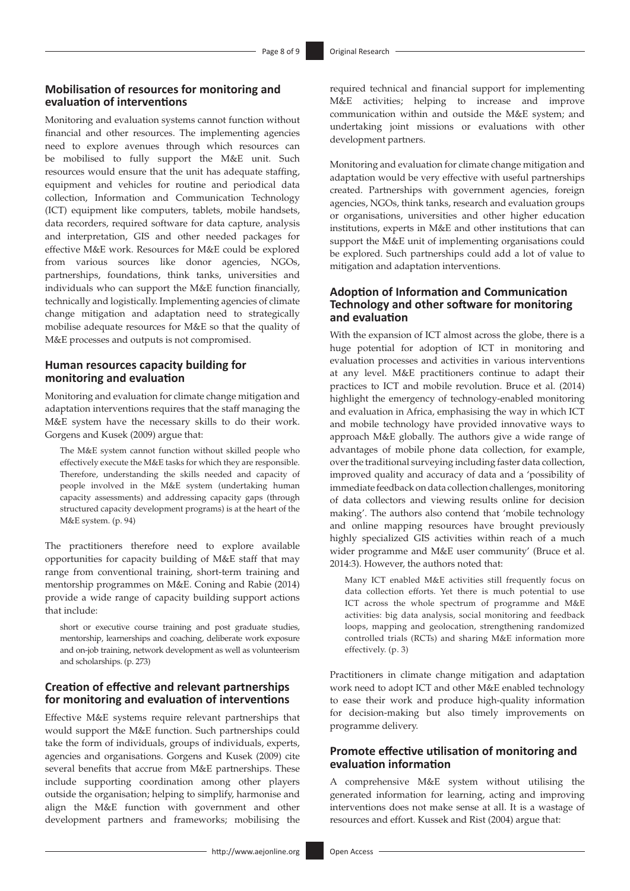### Mobilisation of resources for monitoring and evaluation of interventions

Monitoring and evaluation systems cannot function without financial and other resources. The implementing agencies need to explore avenues through which resources can be mobilised to fully support the M&E unit. Such resources would ensure that the unit has adequate staffing, equipment and vehicles for routine and periodical data collection, Information and Communication Technology (ICT) equipment like computers, tablets, mobile handsets, data recorders, required software for data capture, analysis and interpretation, GIS and other needed packages for effective M&E work. Resources for M&E could be explored from various sources like donor agencies, NGOs, partnerships, foundations, think tanks, universities and individuals who can support the M&E function financially, technically and logistically. Implementing agencies of climate change mitigation and adaptation need to strategically mobilise adequate resources for M&E so that the quality of M&E processes and outputs is not compromised.

### Human resources capacity building for monitoring and evaluation

Monitoring and evaluation for climate change mitigation and adaptation interventions requires that the staff managing the M&E system have the necessary skills to do their work. Gorgens and Kusek (2009) argue that:

> The M&E system cannot function without skilled people who effectively execute the M&E tasks for which they are responsible. Therefore, understanding the skills needed and capacity of people involved in the M&E system (undertaking human capacity assessments) and addressing capacity gaps (through structured capacity development programs) is at the heart of the M&E system. (p. 94)

The practitioners therefore need to explore available opportunities for capacity building of M&E staff that may range from conventional training, short-term training and mentorship programmes on M&E. Coning and Rabie (2014) provide a wide range of capacity building support actions that include:

> short or executive course training and post graduate studies, mentorship, learnerships and coaching, deliberate work exposure and on-job training, network development as well as volunteerism and scholarships. (p. 273)

### Creation of effective and relevant partnerships for monitoring and evaluation of interventions

Effective M&E systems require relevant partnerships that would support the M&E function. Such partnerships could take the form of individuals, groups of individuals, experts, agencies and organisations. Gorgens and Kusek (2009) cite several benefits that accrue from M&E partnerships. These include supporting coordination among other players outside the organisation; helping to simplify, harmonise and align the M&E function with government and other development partners and frameworks; mobilising the required technical and financial support for implementing M&E activities; helping to increase and improve communication within and outside the M&E system; and undertaking joint missions or evaluations with other development partners.

Monitoring and evaluation for climate change mitigation and adaptation would be very effective with useful partnerships created. Partnerships with government agencies, foreign agencies, NGOs, think tanks, research and evaluation groups or organisations, universities and other higher education institutions, experts in M&E and other institutions that can support the M&E unit of implementing organisations could be explored. Such partnerships could add a lot of value to mitigation and adaptation interventions.

### Adoption of Information and Communication Technology and other software for monitoring and evaluation

With the expansion of ICT almost across the globe, there is a huge potential for adoption of ICT in monitoring and evaluation processes and activities in various interventions at any level. M&E practitioners continue to adapt their practices to ICT and mobile revolution. Bruce et al. (2014) highlight the emergency of technology-enabled monitoring and evaluation in Africa, emphasising the way in which ICT and mobile technology have provided innovative ways to approach M&E globally. The authors give a wide range of advantages of mobile phone data collection, for example, over the traditional surveying including faster data collection, improved quality and accuracy of data and a 'possibility of immediate feedback on data collection challenges, monitoring of data collectors and viewing results online for decision making'. The authors also contend that 'mobile technology and online mapping resources have brought previously highly specialized GIS activities within reach of a much wider programme and M&E user community' (Bruce et al. 2014:3). However, the authors noted that:

> Many ICT enabled M&E activities still frequently focus on data collection efforts. Yet there is much potential to use ICT across the whole spectrum of programme and M&E activities: big data analysis, social monitoring and feedback loops, mapping and geolocation, strengthening randomized controlled trials (RCTs) and sharing M&E information more effectively. (p. 3)

Practitioners in climate change mitigation and adaptation work need to adopt ICT and other M&E enabled technology to ease their work and produce high-quality information for decision-making but also timely improvements on programme delivery.

### Promote effective utilisation of monitoring and evaluation information

A comprehensive M&E system without utilising the generated information for learning, acting and improving interventions does not make sense at all. It is a wastage of resources and effort. Kussek and Rist (2004) argue that: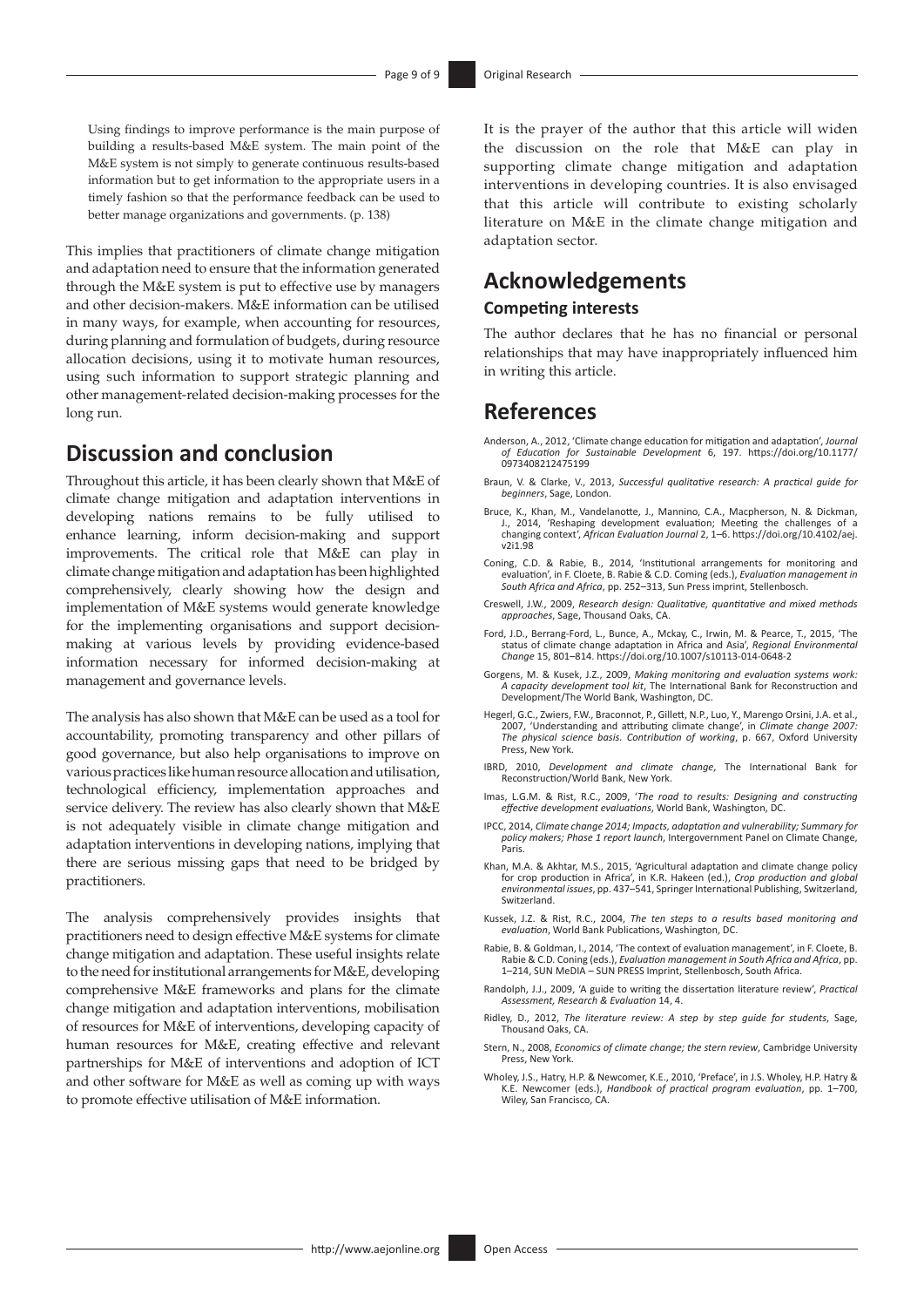> Using findings to improve performance is the main purpose of building a results-based M&E system. The main point of the M&E system is not simply to generate continuous results-based information but to get information to the appropriate users in a timely fashion so that the performance feedback can be used to better manage organizations and governments. (p. 138)

This implies that practitioners of climate change mitigation and adaptation need to ensure that the information generated through the M&E system is put to effective use by managers and other decision-makers. M&E information can be utilised in many ways, for example, when accounting for resources, during planning and formulation of budgets, during resource allocation decisions, using it to motivate human resources, using such information to support strategic planning and other management-related decision-making processes for the long run.

## Discussion and conclusion

Throughout this article, it has been clearly shown that M&E of climate change mitigation and adaptation interventions in developing nations remains to be fully utilised to enhance learning, inform decision-making and support improvements. The critical role that M&E can play in climate change mitigation and adaptation has been highlighted comprehensively, clearly showing how the design and implementation of M&E systems would generate knowledge for the implementing organisations and support decision-making at various levels by providing evidence-based information necessary for informed decision-making at management and governance levels.

The analysis has also shown that M&E can be used as a tool for accountability, promoting transparency and other pillars of good governance, but also help organisations to improve on various practices like human resource allocation and utilisation, technological efficiency, implementation approaches and service delivery. The review has also clearly shown that M&E is not adequately visible in climate change mitigation and adaptation interventions in developing nations, implying that there are serious missing gaps that need to be bridged by practitioners.

The analysis comprehensively provides insights that practitioners need to design effective M&E systems for climate change mitigation and adaptation. These useful insights relate to the need for institutional arrangements for M&E, developing comprehensive M&E frameworks and plans for the climate change mitigation and adaptation interventions, mobilisation of resources for M&E of interventions, developing capacity of human resources for M&E, creating effective and relevant partnerships for M&E of interventions and adoption of ICT and other software for M&E as well as coming up with ways to promote effective utilisation of M&E information.

It is the prayer of the author that this article will widen the discussion on the role that M&E can play in supporting climate change mitigation and adaptation interventions in developing countries. It is also envisaged that this article will contribute to existing scholarly literature on M&E in the climate change mitigation and adaptation sector.

## Acknowledgements

### Competing interests

The author declares that he has no financial or personal relationships that may have inappropriately influenced him in writing this article.

## References

Anderson, A., 2012, 'Climate change education for mitigation and adaptation', *Journal of Education for Sustainable Development* 6, 197. https://doi.org/10.1177/0973408212475199

Braun, V. & Clarke, V., 2013, *Successful qualitative research: A practical guide for beginners*, Sage, London.

Bruce, K., Khan, M., Vandelanotte, J., Mannino, C.A., Macpherson, N. & Dickman, J., 2014, 'Reshaping development evaluation; Meeting the challenges of a changing context', *African Evaluation Journal* 2, 1–6. https://doi.org/10.4102/aej.v2i1.98

Coning, C.D. & Rabie, B., 2014, 'Institutional arrangements for monitoring and evaluation', in F. Cloete, B. Rabie & C.D. Coming (eds.), *Evaluation management in South Africa and Africa*, pp. 252–313, Sun Press imprint, Stellenbosch.

Creswell, J.W., 2009, *Research design: Qualitative, quantitative and mixed methods approaches*, Sage, Thousand Oaks, CA.

Ford, J.D., Berrang-Ford, L., Bunce, A., Mckay, C., Irwin, M. & Pearce, T., 2015, 'The status of climate change adaptation in Africa and Asia', *Regional Environmental Change* 15, 801–814. https://doi.org/10.1007/s10113-014-0648-2

Gorgens, M. & Kusek, J.Z., 2009, *Making monitoring and evaluation systems work: A capacity development tool kit*, The International Bank for Reconstruction and Development/The World Bank, Washington, DC.

Hegerl, G.C., Zwiers, F.W., Braconnot, P., Gillett, N.P., Luo, Y., Marengo Orsini, J.A. et al., 2007, 'Understanding and attributing climate change', in *Climate change 2007: The physical science basis. Contribution of working*, p. 667, Oxford University Press, New York.

IBRD, 2010, *Development and climate change*, The International Bank for Reconstruction/World Bank, New York.

Imas, L.G.M. & Rist, R.C., 2009, '*The road to results: Designing and constructing effective development evaluations*, World Bank, Washington, DC.

IPCC, 2014, *Climate change 2014; Impacts, adaptation and vulnerability; Summary for policy makers; Phase 1 report launch*, Intergovernment Panel on Climate Change, Paris.

Khan, M.A. & Akhtar, M.S., 2015, 'Agricultural adaptation and climate change policy for crop production in Africa', in K.R. Hakeen (ed.), *Crop production and global environmental issues*, pp. 437–541, Springer International Publishing, Switzerland, Switzerland.

Kussek, J.Z. & Rist, R.C., 2004, *The ten steps to a results based monitoring and evaluation*, World Bank Publications, Washington, DC.

Rabie, B. & Goldman, I., 2014, 'The context of evaluation management', in F. Cloete, B. Rabie & C.D. Coning (eds.), *Evaluation management in South Africa and Africa*, pp. 1–214, SUN MeDIA – SUN PRESS Imprint, Stellenbosch, South Africa.

Randolph, J.J., 2009, 'A guide to writing the dissertation literature review', *Practical Assessment, Research & Evaluation* 14, 4.

Ridley, D., 2012, *The literature review: A step by step guide for students*, Sage, Thousand Oaks, CA.

Stern, N., 2008, *Economics of climate change; the stern review*, Cambridge University Press, New York.

Wholey, J.S., Hatry, H.P. & Newcomer, K.E., 2010, 'Preface', in J.S. Wholey, H.P. Hatry & K.E. Newcomer (eds.), *Handbook of practical program evaluation*, pp. 1–700, Wiley, San Francisco, CA.